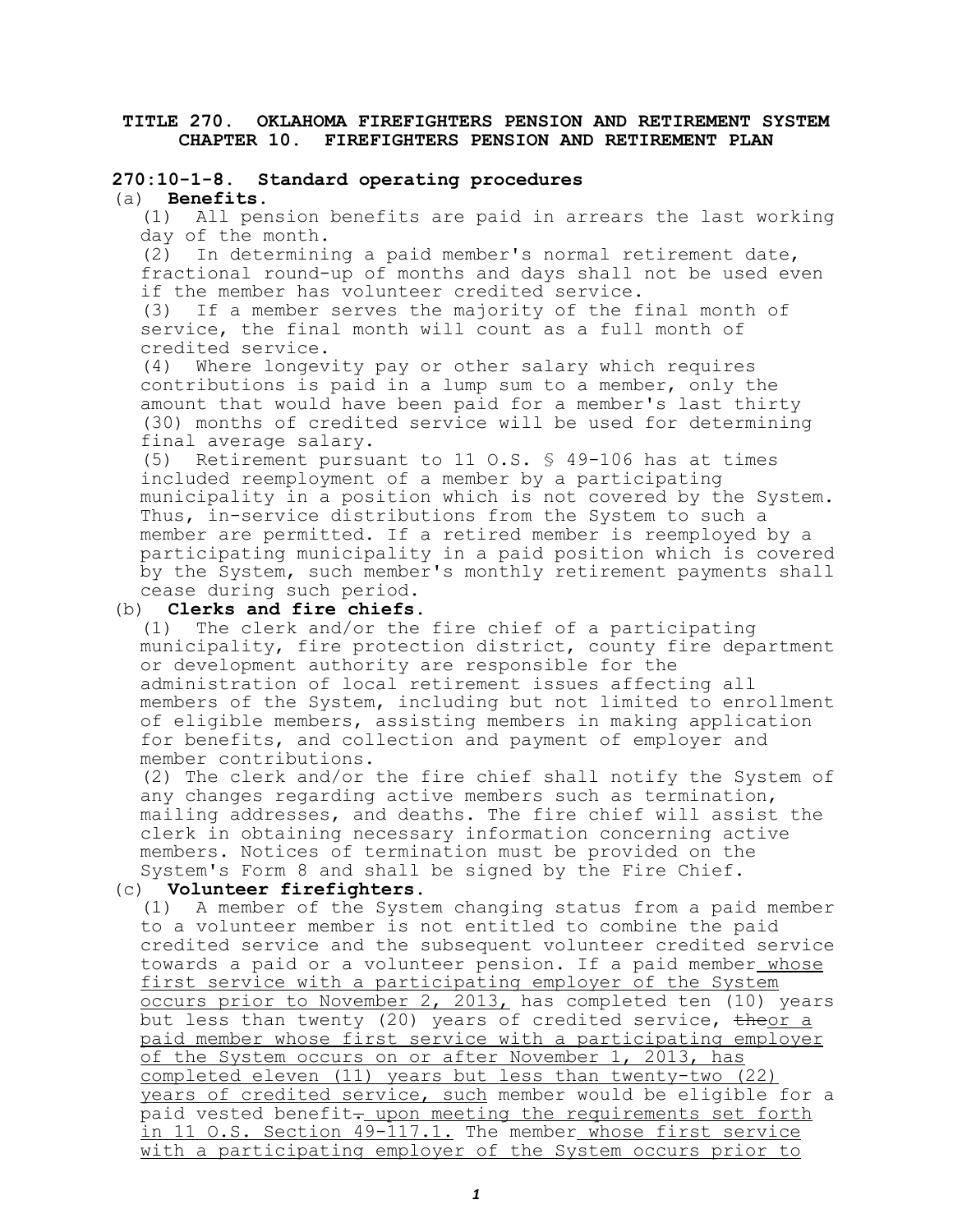# TITLE 270. OKLAHOMA FIREFIGHTERS PENSION AND RETIREMENT SYSTEM
## CHAPTER 10. FIREFIGHTERS PENSION AND RETIREMENT PLAN

### 270:10-1-8. Standard operating procedures

(a) **Benefits.**

(1) All pension benefits are paid in arrears the last working day of the month.

(2) In determining a paid member's normal retirement date, fractional round-up of months and days shall not be used even if the member has volunteer credited service.

(3) If a member serves the majority of the final month of service, the final month will count as a full month of credited service.

(4) Where longevity pay or other salary which requires contributions is paid in a lump sum to a member, only the amount that would have been paid for a member's last thirty (30) months of credited service will be used for determining final average salary.

(5) Retirement pursuant to 11 O.S. § 49-106 has at times included reemployment of a member by a participating municipality in a position which is not covered by the System. Thus, in-service distributions from the System to such a member are permitted. If a retired member is reemployed by a participating municipality in a paid position which is covered by the System, such member's monthly retirement payments shall cease during such period.

(b) **Clerks and fire chiefs.**

(1) The clerk and/or the fire chief of a participating municipality, fire protection district, county fire department or development authority are responsible for the administration of local retirement issues affecting all members of the System, including but not limited to enrollment of eligible members, assisting members in making application for benefits, and collection and payment of employer and member contributions.

(2) The clerk and/or the fire chief shall notify the System of any changes regarding active members such as termination, mailing addresses, and deaths. The fire chief will assist the clerk in obtaining necessary information concerning active members. Notices of termination must be provided on the System's Form 8 and shall be signed by the Fire Chief.

(c) **Volunteer firefighters.**

(1) A member of the System changing status from a paid member to a volunteer member is not entitled to combine the paid credited service and the subsequent volunteer credited service towards a paid or a volunteer pension. If a paid member<u> whose first service with a participating employer of the System occurs prior to November 2, 2013,</u> has completed ten (10) years but less than twenty (20) years of credited service, ~~the~~<u>or a paid member whose first service with a participating employer of the System occurs on or after November 1, 2013, has completed eleven (11) years but less than twenty-two (22) years of credited service, such</u> member would be eligible for a paid vested benefit~~.~~<u> upon meeting the requirements set forth in 11 O.S. Section 49-117.1.</u> The member<u> whose first service with a participating employer of the System occurs prior to</u>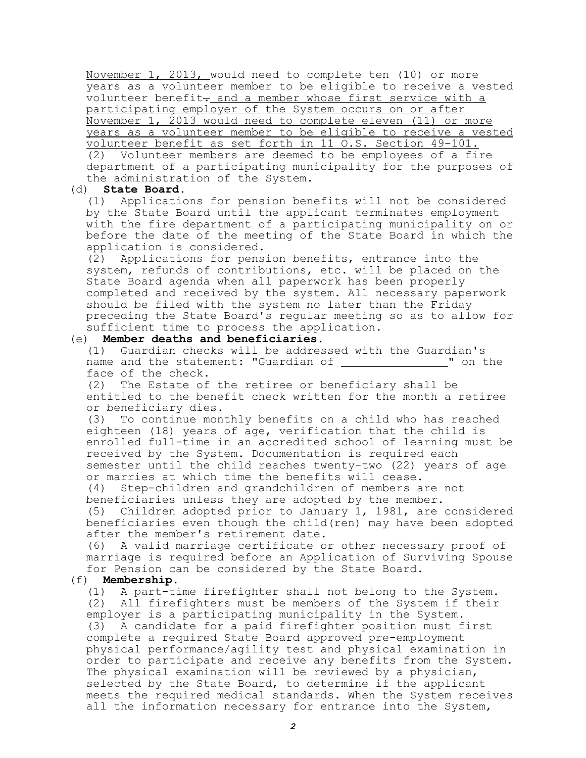November 1, 2013, would need to complete ten (10) or more years as a volunteer member to be eligible to receive a vested volunteer benefit. and a member whose first service with a participating employer of the System occurs on or after November 1, 2013 would need to complete eleven (11) or more years as a volunteer member to be eligible to receive a vested volunteer benefit as set forth in 11 O.S. Section 49-101.

(2) Volunteer members are deemed to be employees of a fire department of a participating municipality for the purposes of the administration of the System.

(d) **State Board.**

(1) Applications for pension benefits will not be considered by the State Board until the applicant terminates employment with the fire department of a participating municipality on or before the date of the meeting of the State Board in which the application is considered.

(2) Applications for pension benefits, entrance into the system, refunds of contributions, etc. will be placed on the State Board agenda when all paperwork has been properly completed and received by the system. All necessary paperwork should be filed with the system no later than the Friday preceding the State Board's regular meeting so as to allow for sufficient time to process the application.

(e) **Member deaths and beneficiaries.**

(1) Guardian checks will be addressed with the Guardian's name and the statement: "Guardian of ________________" on the face of the check.

(2) The Estate of the retiree or beneficiary shall be entitled to the benefit check written for the month a retiree or beneficiary dies.

(3) To continue monthly benefits on a child who has reached eighteen (18) years of age, verification that the child is enrolled full-time in an accredited school of learning must be received by the System. Documentation is required each semester until the child reaches twenty-two (22) years of age or marries at which time the benefits will cease.

(4) Step-children and grandchildren of members are not beneficiaries unless they are adopted by the member.

(5) Children adopted prior to January 1, 1981, are considered beneficiaries even though the child(ren) may have been adopted after the member's retirement date.

(6) A valid marriage certificate or other necessary proof of marriage is required before an Application of Surviving Spouse for Pension can be considered by the State Board.

(f) **Membership.**

(1) A part-time firefighter shall not belong to the System.

(2) All firefighters must be members of the System if their employer is a participating municipality in the System.

(3) A candidate for a paid firefighter position must first complete a required State Board approved pre-employment physical performance/agility test and physical examination in order to participate and receive any benefits from the System. The physical examination will be reviewed by a physician, selected by the State Board, to determine if the applicant meets the required medical standards. When the System receives all the information necessary for entrance into the System,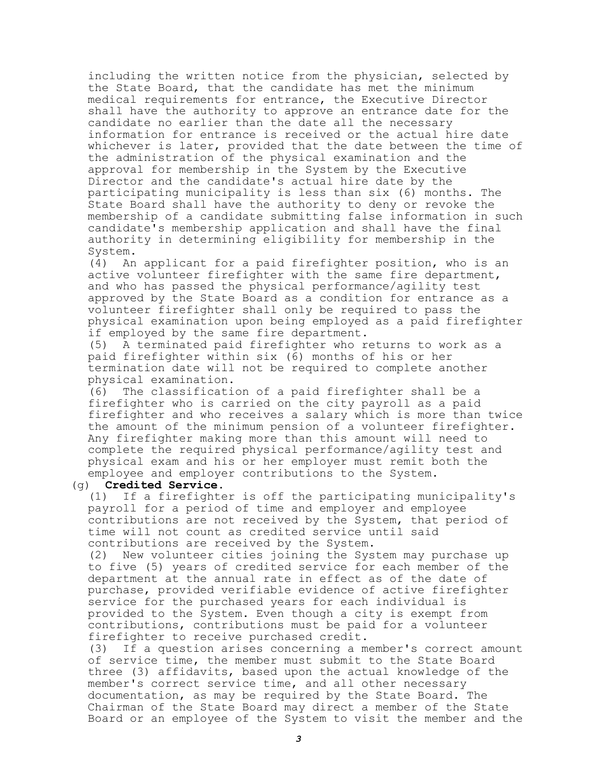including the written notice from the physician, selected by the State Board, that the candidate has met the minimum medical requirements for entrance, the Executive Director shall have the authority to approve an entrance date for the candidate no earlier than the date all the necessary information for entrance is received or the actual hire date whichever is later, provided that the date between the time of the administration of the physical examination and the approval for membership in the System by the Executive Director and the candidate's actual hire date by the participating municipality is less than six (6) months. The State Board shall have the authority to deny or revoke the membership of a candidate submitting false information in such candidate's membership application and shall have the final authority in determining eligibility for membership in the System.

(4) An applicant for a paid firefighter position, who is an active volunteer firefighter with the same fire department, and who has passed the physical performance/agility test approved by the State Board as a condition for entrance as a volunteer firefighter shall only be required to pass the physical examination upon being employed as a paid firefighter if employed by the same fire department.

(5) A terminated paid firefighter who returns to work as a paid firefighter within six (6) months of his or her termination date will not be required to complete another physical examination.

(6) The classification of a paid firefighter shall be a firefighter who is carried on the city payroll as a paid firefighter and who receives a salary which is more than twice the amount of the minimum pension of a volunteer firefighter. Any firefighter making more than this amount will need to complete the required physical performance/agility test and physical exam and his or her employer must remit both the employee and employer contributions to the System.

(g) **Credited Service.**

(1) If a firefighter is off the participating municipality's payroll for a period of time and employer and employee contributions are not received by the System, that period of time will not count as credited service until said contributions are received by the System.

(2) New volunteer cities joining the System may purchase up to five (5) years of credited service for each member of the department at the annual rate in effect as of the date of purchase, provided verifiable evidence of active firefighter service for the purchased years for each individual is provided to the System. Even though a city is exempt from contributions, contributions must be paid for a volunteer firefighter to receive purchased credit.

(3) If a question arises concerning a member's correct amount of service time, the member must submit to the State Board three (3) affidavits, based upon the actual knowledge of the member's correct service time, and all other necessary documentation, as may be required by the State Board. The Chairman of the State Board may direct a member of the State Board or an employee of the System to visit the member and the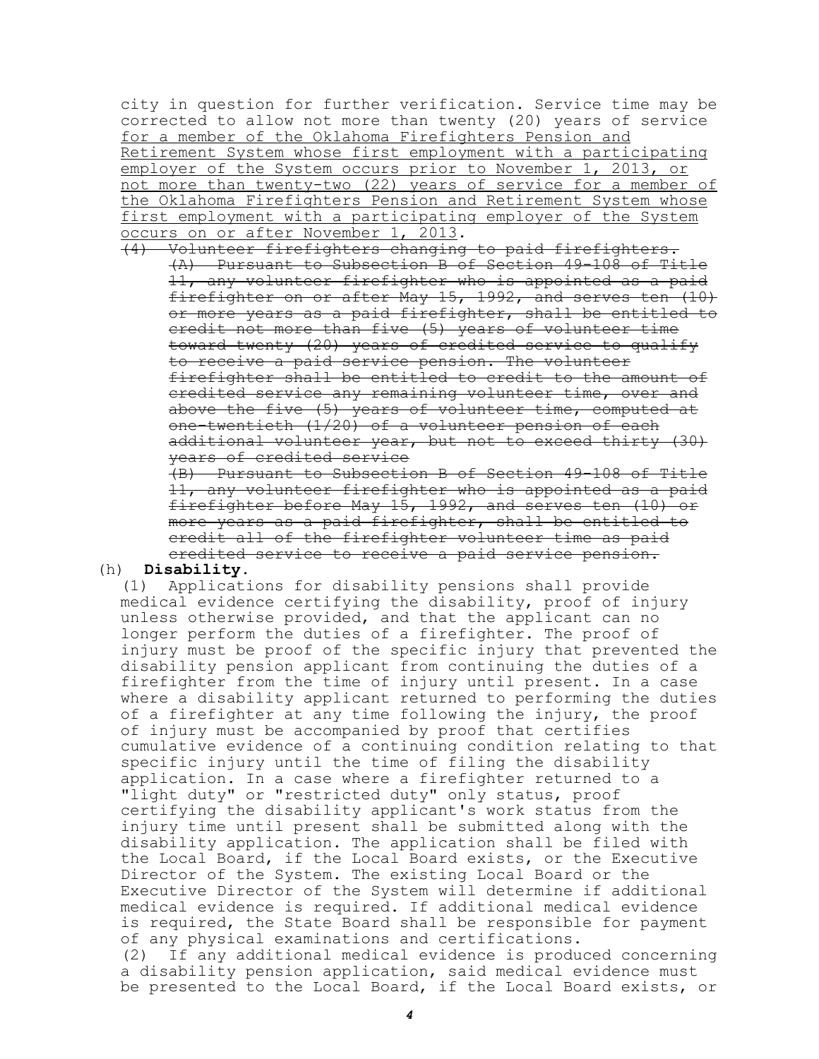city in question for further verification. Service time may be corrected to allow not more than twenty (20) years of service <u>for a member of the Oklahoma Firefighters Pension and Retirement System whose first employment with a participating employer of the System occurs prior to November 1, 2013, or not more than twenty-two (22) years of service for a member of the Oklahoma Firefighters Pension and Retirement System whose first employment with a participating employer of the System occurs on or after November 1, 2013</u>.

~~(4) Volunteer firefighters changing to paid firefighters.~~

~~(A) Pursuant to Subsection B of Section 49-108 of Title 11, any volunteer firefighter who is appointed as a paid firefighter on or after May 15, 1992, and serves ten (10) or more years as a paid firefighter, shall be entitled to credit not more than five (5) years of volunteer time toward twenty (20) years of credited service to qualify to receive a paid service pension. The volunteer firefighter shall be entitled to credit to the amount of credited service any remaining volunteer time, over and above the five (5) years of volunteer time, computed at one-twentieth (1/20) of a volunteer pension of each additional volunteer year, but not to exceed thirty (30) years of credited service~~

~~(B) Pursuant to Subsection B of Section 49-108 of Title 11, any volunteer firefighter who is appointed as a paid firefighter before May 15, 1992, and serves ten (10) or more years as a paid firefighter, shall be entitled to credit all of the firefighter volunteer time as paid credited service to receive a paid service pension.~~

(h) **Disability.**

(1) Applications for disability pensions shall provide medical evidence certifying the disability, proof of injury unless otherwise provided, and that the applicant can no longer perform the duties of a firefighter. The proof of injury must be proof of the specific injury that prevented the disability pension applicant from continuing the duties of a firefighter from the time of injury until present. In a case where a disability applicant returned to performing the duties of a firefighter at any time following the injury, the proof of injury must be accompanied by proof that certifies cumulative evidence of a continuing condition relating to that specific injury until the time of filing the disability application. In a case where a firefighter returned to a "light duty" or "restricted duty" only status, proof certifying the disability applicant's work status from the injury time until present shall be submitted along with the disability application. The application shall be filed with the Local Board, if the Local Board exists, or the Executive Director of the System. The existing Local Board or the Executive Director of the System will determine if additional medical evidence is required. If additional medical evidence is required, the State Board shall be responsible for payment of any physical examinations and certifications.

(2) If any additional medical evidence is produced concerning a disability pension application, said medical evidence must be presented to the Local Board, if the Local Board exists, or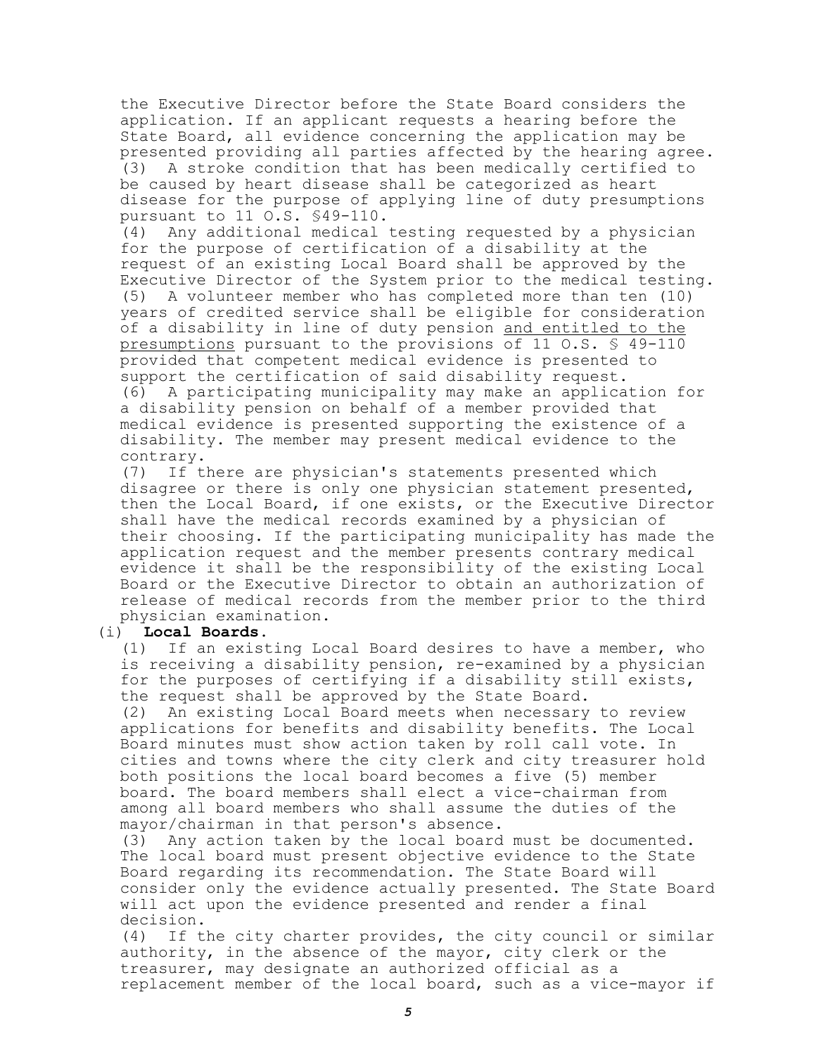the Executive Director before the State Board considers the application. If an applicant requests a hearing before the State Board, all evidence concerning the application may be presented providing all parties affected by the hearing agree.

(3) A stroke condition that has been medically certified to be caused by heart disease shall be categorized as heart disease for the purpose of applying line of duty presumptions pursuant to 11 O.S. §49-110.

(4) Any additional medical testing requested by a physician for the purpose of certification of a disability at the request of an existing Local Board shall be approved by the Executive Director of the System prior to the medical testing.

(5) A volunteer member who has completed more than ten (10) years of credited service shall be eligible for consideration of a disability in line of duty pension <u>and entitled to the presumptions</u> pursuant to the provisions of 11 O.S. § 49-110 provided that competent medical evidence is presented to support the certification of said disability request.

(6) A participating municipality may make an application for a disability pension on behalf of a member provided that medical evidence is presented supporting the existence of a disability. The member may present medical evidence to the contrary.

(7) If there are physician's statements presented which disagree or there is only one physician statement presented, then the Local Board, if one exists, or the Executive Director shall have the medical records examined by a physician of their choosing. If the participating municipality has made the application request and the member presents contrary medical evidence it shall be the responsibility of the existing Local Board or the Executive Director to obtain an authorization of release of medical records from the member prior to the third physician examination.

(i) **Local Boards.**

(1) If an existing Local Board desires to have a member, who is receiving a disability pension, re-examined by a physician for the purposes of certifying if a disability still exists, the request shall be approved by the State Board.

(2) An existing Local Board meets when necessary to review applications for benefits and disability benefits. The Local Board minutes must show action taken by roll call vote. In cities and towns where the city clerk and city treasurer hold both positions the local board becomes a five (5) member board. The board members shall elect a vice-chairman from among all board members who shall assume the duties of the mayor/chairman in that person's absence.

(3) Any action taken by the local board must be documented. The local board must present objective evidence to the State Board regarding its recommendation. The State Board will consider only the evidence actually presented. The State Board will act upon the evidence presented and render a final decision.

(4) If the city charter provides, the city council or similar authority, in the absence of the mayor, city clerk or the treasurer, may designate an authorized official as a replacement member of the local board, such as a vice-mayor if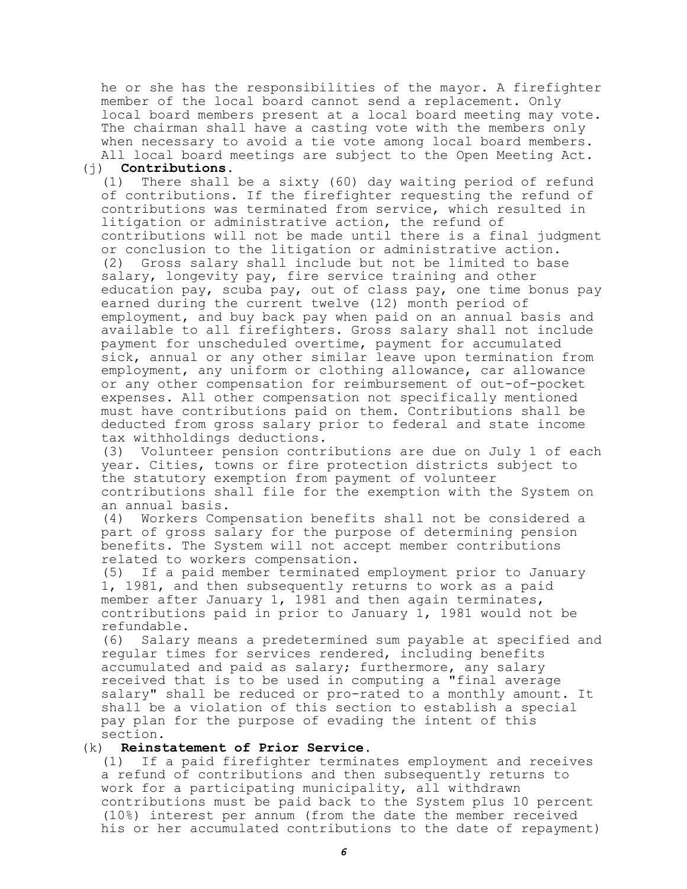he or she has the responsibilities of the mayor. A firefighter member of the local board cannot send a replacement. Only local board members present at a local board meeting may vote. The chairman shall have a casting vote with the members only when necessary to avoid a tie vote among local board members. All local board meetings are subject to the Open Meeting Act.

(j) **Contributions.**

(1) There shall be a sixty (60) day waiting period of refund of contributions. If the firefighter requesting the refund of contributions was terminated from service, which resulted in litigation or administrative action, the refund of contributions will not be made until there is a final judgment or conclusion to the litigation or administrative action.

(2) Gross salary shall include but not be limited to base salary, longevity pay, fire service training and other education pay, scuba pay, out of class pay, one time bonus pay earned during the current twelve (12) month period of employment, and buy back pay when paid on an annual basis and available to all firefighters. Gross salary shall not include payment for unscheduled overtime, payment for accumulated sick, annual or any other similar leave upon termination from employment, any uniform or clothing allowance, car allowance or any other compensation for reimbursement of out-of-pocket expenses. All other compensation not specifically mentioned must have contributions paid on them. Contributions shall be deducted from gross salary prior to federal and state income tax withholdings deductions.

(3) Volunteer pension contributions are due on July 1 of each year. Cities, towns or fire protection districts subject to the statutory exemption from payment of volunteer contributions shall file for the exemption with the System on an annual basis.

(4) Workers Compensation benefits shall not be considered a part of gross salary for the purpose of determining pension benefits. The System will not accept member contributions related to workers compensation.

(5) If a paid member terminated employment prior to January 1, 1981, and then subsequently returns to work as a paid member after January 1, 1981 and then again terminates, contributions paid in prior to January 1, 1981 would not be refundable.

(6) Salary means a predetermined sum payable at specified and regular times for services rendered, including benefits accumulated and paid as salary; furthermore, any salary received that is to be used in computing a "final average salary" shall be reduced or pro-rated to a monthly amount. It shall be a violation of this section to establish a special pay plan for the purpose of evading the intent of this section.

(k) **Reinstatement of Prior Service.**

(1) If a paid firefighter terminates employment and receives a refund of contributions and then subsequently returns to work for a participating municipality, all withdrawn contributions must be paid back to the System plus 10 percent (10%) interest per annum (from the date the member received his or her accumulated contributions to the date of repayment)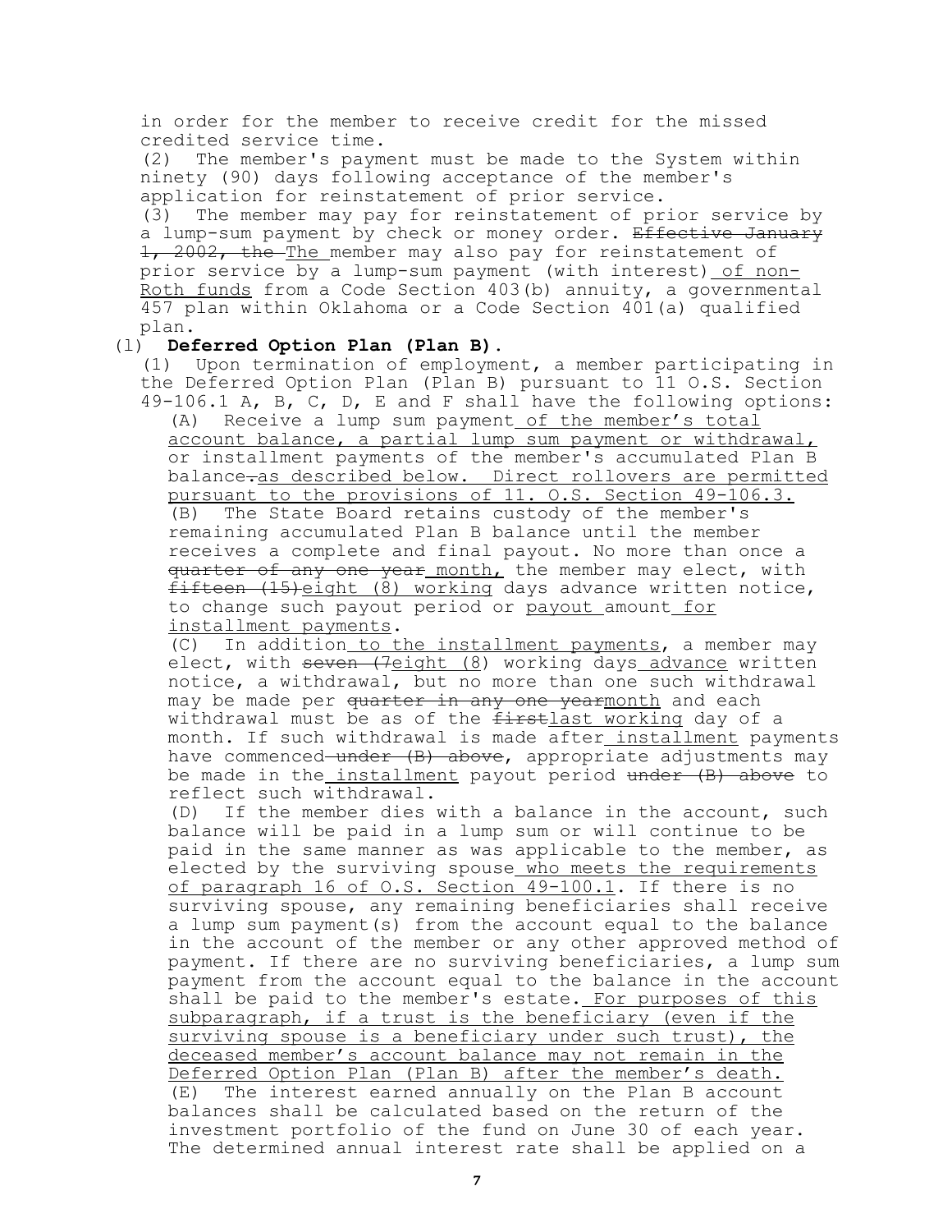in order for the member to receive credit for the missed credited service time.

(2) The member's payment must be made to the System within ninety (90) days following acceptance of the member's application for reinstatement of prior service.

(3) The member may pay for reinstatement of prior service by a lump-sum payment by check or money order. ~~Effective January 1, 2002, the~~ <u>The</u> member may also pay for reinstatement of prior service by a lump-sum payment (with interest)<u> of non-Roth funds</u> from a Code Section 403(b) annuity, a governmental 457 plan within Oklahoma or a Code Section 401(a) qualified plan.

(l) **Deferred Option Plan (Plan B).**

(1) Upon termination of employment, a member participating in the Deferred Option Plan (Plan B) pursuant to 11 O.S. Section 49-106.1 A, B, C, D, E and F shall have the following options:

(A) Receive a lump sum payment<u> of the member's total account balance, a partial lump sum payment or withdrawal,</u> or installment payments of the member's accumulated Plan B balance~~.~~<u>as described below. Direct rollovers are permitted pursuant to the provisions of 11. O.S. Section 49-106.3.</u>

(B) The State Board retains custody of the member's remaining accumulated Plan B balance until the member receives a complete and final payout. No more than once a ~~quarter of any one year~~<u> month,</u> the member may elect, with ~~fifteen (15)~~<u>eight (8) working</u> days advance written notice, to change such payout period or <u>payout </u>amount<u> for installment payments</u>.

(C) In addition<u> to the installment payments</u>, a member may elect, with ~~seven (7~~<u>eight (8</u>) working days<u> advance</u> written notice, a withdrawal, but no more than one such withdrawal may be made per ~~quarter in any one year~~<u>month</u> and each withdrawal must be as of the ~~first~~<u>last working</u> day of a month. If such withdrawal is made after<u> installment</u> payments have commenced~~ under (B) above~~, appropriate adjustments may be made in the<u> installment</u> payout period ~~under (B) above~~ to reflect such withdrawal.

(D) If the member dies with a balance in the account, such balance will be paid in a lump sum or will continue to be paid in the same manner as was applicable to the member, as elected by the surviving spouse<u> who meets the requirements of paragraph 16 of O.S. Section 49-100.1</u>. If there is no surviving spouse, any remaining beneficiaries shall receive a lump sum payment(s) from the account equal to the balance in the account of the member or any other approved method of payment. If there are no surviving beneficiaries, a lump sum payment from the account equal to the balance in the account shall be paid to the member's estate.<u> For purposes of this subparagraph, if a trust is the beneficiary (even if the surviving spouse is a beneficiary under such trust), the deceased member's account balance may not remain in the Deferred Option Plan (Plan B) after the member's death.</u>

(E) The interest earned annually on the Plan B account balances shall be calculated based on the return of the investment portfolio of the fund on June 30 of each year. The determined annual interest rate shall be applied on a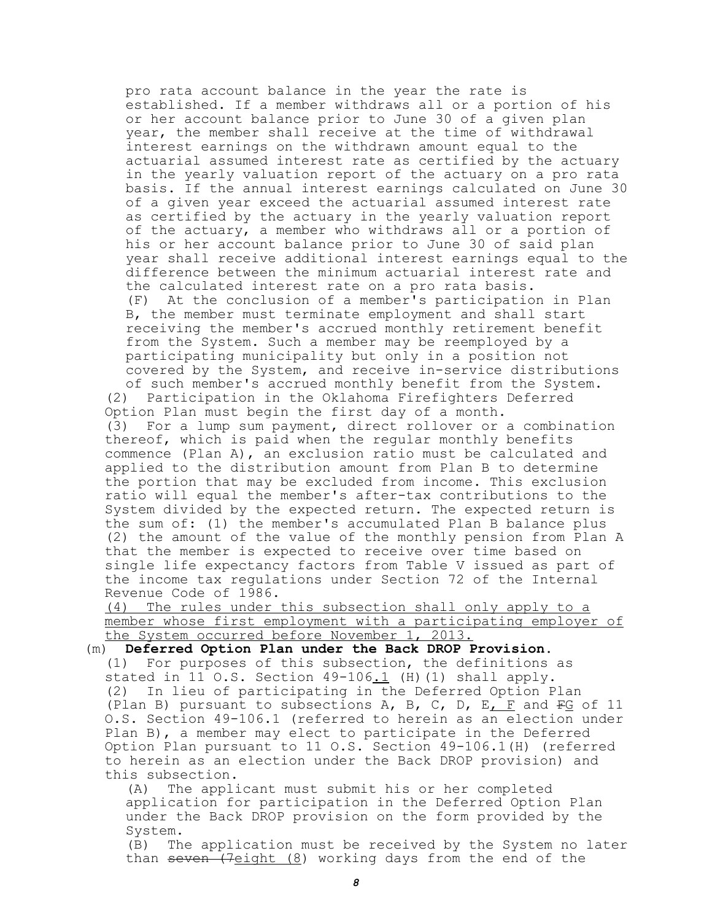pro rata account balance in the year the rate is established. If a member withdraws all or a portion of his or her account balance prior to June 30 of a given plan year, the member shall receive at the time of withdrawal interest earnings on the withdrawn amount equal to the actuarial assumed interest rate as certified by the actuary in the yearly valuation report of the actuary on a pro rata basis. If the annual interest earnings calculated on June 30 of a given year exceed the actuarial assumed interest rate as certified by the actuary in the yearly valuation report of the actuary, a member who withdraws all or a portion of his or her account balance prior to June 30 of said plan year shall receive additional interest earnings equal to the difference between the minimum actuarial interest rate and the calculated interest rate on a pro rata basis.

(F) At the conclusion of a member's participation in Plan B, the member must terminate employment and shall start receiving the member's accrued monthly retirement benefit from the System. Such a member may be reemployed by a participating municipality but only in a position not covered by the System, and receive in-service distributions of such member's accrued monthly benefit from the System.

(2) Participation in the Oklahoma Firefighters Deferred Option Plan must begin the first day of a month.

(3) For a lump sum payment, direct rollover or a combination thereof, which is paid when the regular monthly benefits commence (Plan A), an exclusion ratio must be calculated and applied to the distribution amount from Plan B to determine the portion that may be excluded from income. This exclusion ratio will equal the member's after-tax contributions to the System divided by the expected return. The expected return is the sum of: (1) the member's accumulated Plan B balance plus (2) the amount of the value of the monthly pension from Plan A that the member is expected to receive over time based on single life expectancy factors from Table V issued as part of the income tax regulations under Section 72 of the Internal Revenue Code of 1986.

<u>(4) The rules under this subsection shall only apply to a member whose first employment with a participating employer of the System occurred before November 1, 2013.</u>

(m) **Deferred Option Plan under the Back DROP Provision.**

(1) For purposes of this subsection, the definitions as stated in 11 O.S. Section 49-106<u>.1</u> (H)(1) shall apply.

(2) In lieu of participating in the Deferred Option Plan (Plan B) pursuant to subsections A, B, C, D, E<u>, F</u> and ~~F~~<u>G</u> of 11 O.S. Section 49-106.1 (referred to herein as an election under Plan B), a member may elect to participate in the Deferred Option Plan pursuant to 11 O.S. Section 49-106.1(H) (referred to herein as an election under the Back DROP provision) and this subsection.

(A) The applicant must submit his or her completed application for participation in the Deferred Option Plan under the Back DROP provision on the form provided by the System.

(B) The application must be received by the System no later than ~~seven (7~~<u>eight (8</u>) working days from the end of the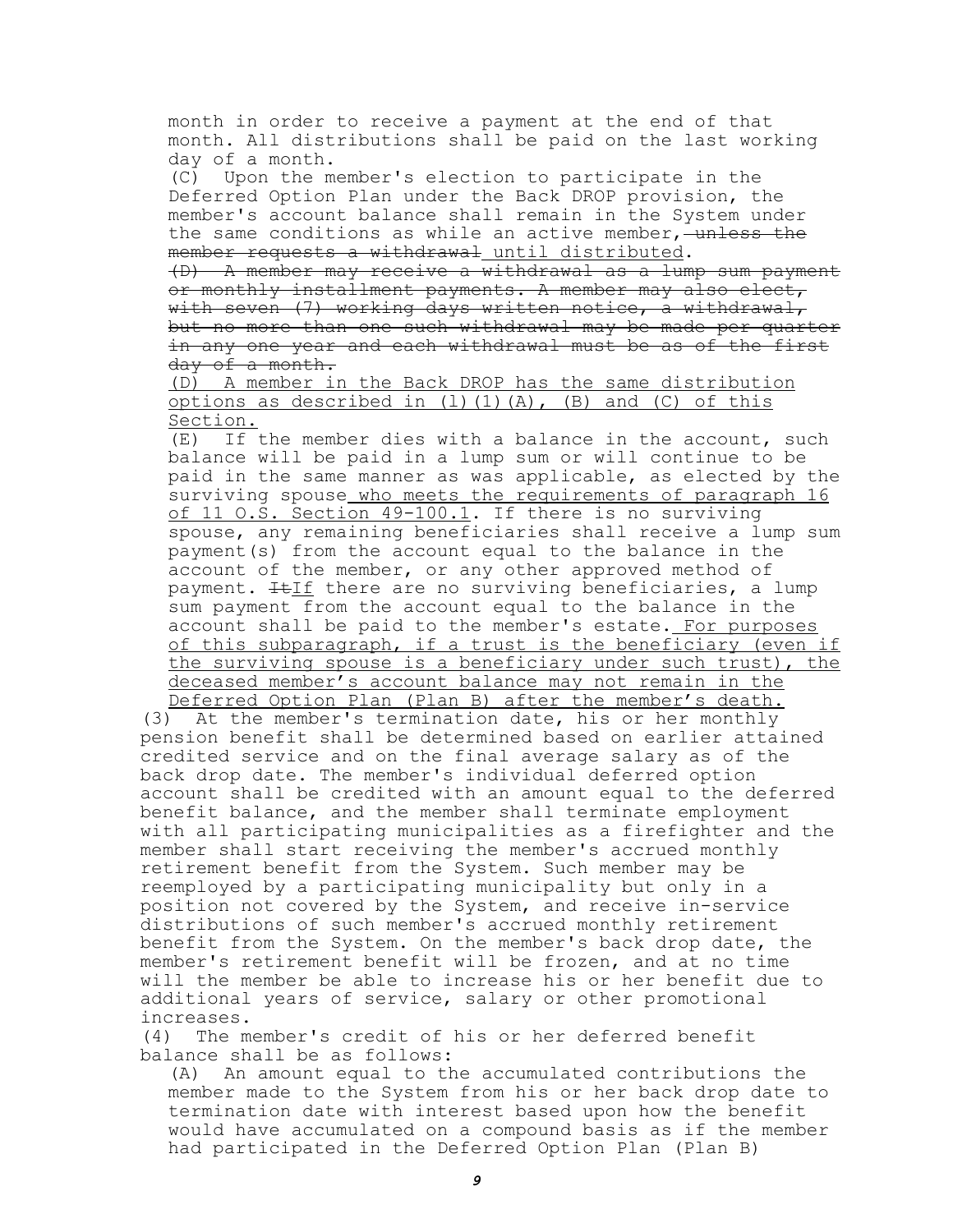month in order to receive a payment at the end of that month. All distributions shall be paid on the last working day of a month.

(C) Upon the member's election to participate in the Deferred Option Plan under the Back DROP provision, the member's account balance shall remain in the System under the same conditions as while an active member, ~~unless the member requests a withdrawal~~ until distributed.

~~(D) A member may receive a withdrawal as a lump sum payment or monthly installment payments. A member may also elect, with seven (7) working days written notice, a withdrawal, but no more than one such withdrawal may be made per quarter in any one year and each withdrawal must be as of the first day of a month.~~

(D) A member in the Back DROP has the same distribution options as described in (l)(1)(A), (B) and (C) of this Section.

(E) If the member dies with a balance in the account, such balance will be paid in a lump sum or will continue to be paid in the same manner as was applicable, as elected by the surviving spouse who meets the requirements of paragraph 16 of 11 O.S. Section 49-100.1. If there is no surviving spouse, any remaining beneficiaries shall receive a lump sum payment(s) from the account equal to the balance in the account of the member, or any other approved method of payment. ~~It~~If there are no surviving beneficiaries, a lump sum payment from the account equal to the balance in the account shall be paid to the member's estate. For purposes of this subparagraph, if a trust is the beneficiary (even if the surviving spouse is a beneficiary under such trust), the deceased member's account balance may not remain in the Deferred Option Plan (Plan B) after the member's death.

(3) At the member's termination date, his or her monthly pension benefit shall be determined based on earlier attained credited service and on the final average salary as of the back drop date. The member's individual deferred option account shall be credited with an amount equal to the deferred benefit balance, and the member shall terminate employment with all participating municipalities as a firefighter and the member shall start receiving the member's accrued monthly retirement benefit from the System. Such member may be reemployed by a participating municipality but only in a position not covered by the System, and receive in-service distributions of such member's accrued monthly retirement benefit from the System. On the member's back drop date, the member's retirement benefit will be frozen, and at no time will the member be able to increase his or her benefit due to additional years of service, salary or other promotional increases.

(4) The member's credit of his or her deferred benefit balance shall be as follows:

(A) An amount equal to the accumulated contributions the member made to the System from his or her back drop date to termination date with interest based upon how the benefit would have accumulated on a compound basis as if the member had participated in the Deferred Option Plan (Plan B)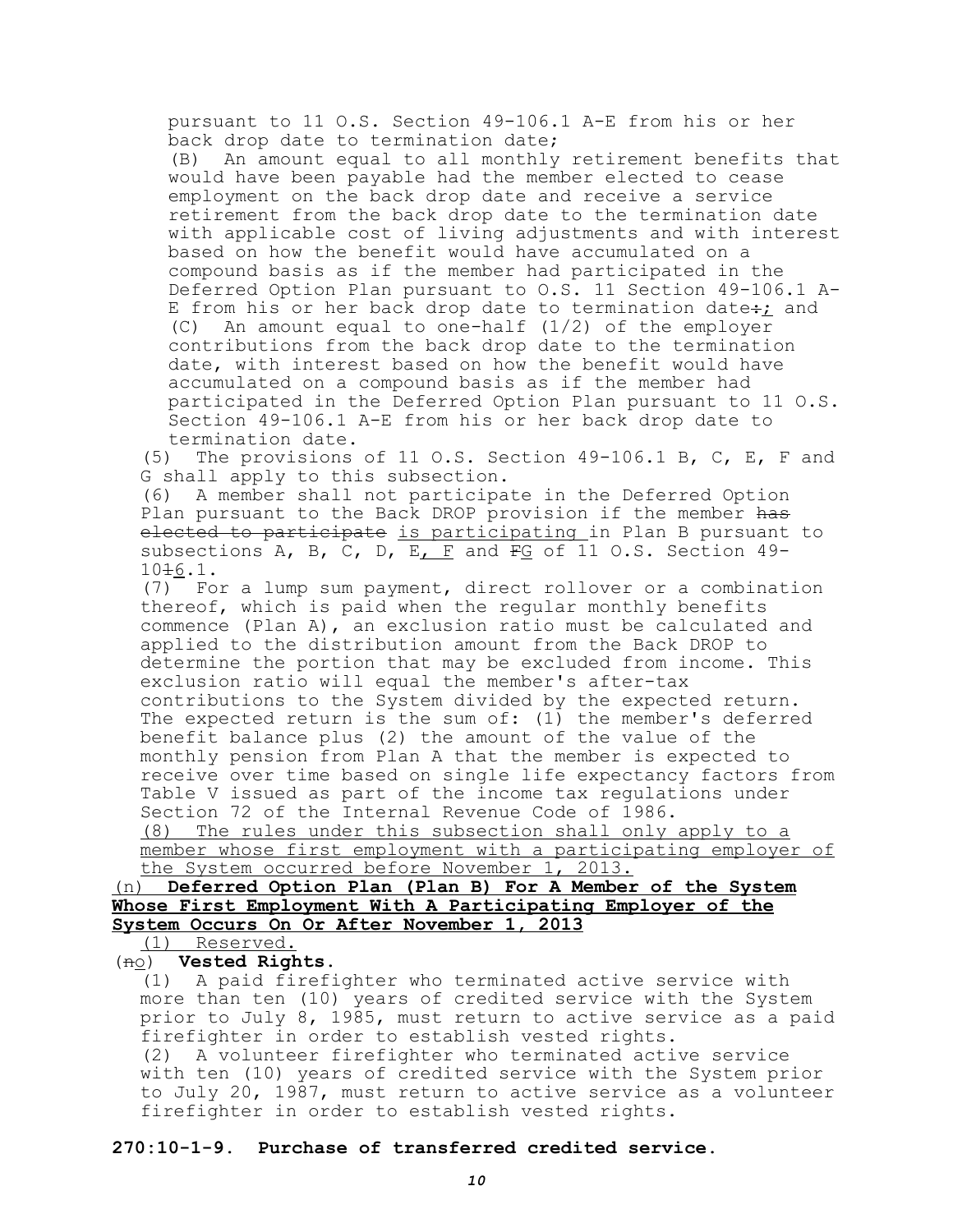pursuant to 11 O.S. Section 49-106.1 A-E from his or her back drop date to termination date;

(B) An amount equal to all monthly retirement benefits that would have been payable had the member elected to cease employment on the back drop date and receive a service retirement from the back drop date to the termination date with applicable cost of living adjustments and with interest based on how the benefit would have accumulated on a compound basis as if the member had participated in the Deferred Option Plan pursuant to O.S. 11 Section 49-106.1 A-E from his or her back drop date to termination date~~:~~; and

(C) An amount equal to one-half (1/2) of the employer contributions from the back drop date to the termination date, with interest based on how the benefit would have accumulated on a compound basis as if the member had participated in the Deferred Option Plan pursuant to 11 O.S. Section 49-106.1 A-E from his or her back drop date to termination date.

(5) The provisions of 11 O.S. Section 49-106.1 B, C, E, F and G shall apply to this subsection.

(6) A member shall not participate in the Deferred Option Plan pursuant to the Back DROP provision if the member ~~has elected to participate~~ is participating in Plan B pursuant to subsections A, B, C, D, E, F and ~~F~~G of 11 O.S. Section 49-10~~1~~6.1.

(7) For a lump sum payment, direct rollover or a combination thereof, which is paid when the regular monthly benefits commence (Plan A), an exclusion ratio must be calculated and applied to the distribution amount from the Back DROP to determine the portion that may be excluded from income. This exclusion ratio will equal the member's after-tax contributions to the System divided by the expected return. The expected return is the sum of: (1) the member's deferred benefit balance plus (2) the amount of the value of the monthly pension from Plan A that the member is expected to receive over time based on single life expectancy factors from Table V issued as part of the income tax regulations under Section 72 of the Internal Revenue Code of 1986.

(8) The rules under this subsection shall only apply to a member whose first employment with a participating employer of the System occurred before November 1, 2013.

(n) **Deferred Option Plan (Plan B) For A Member of the System Whose First Employment With A Participating Employer of the System Occurs On Or After November 1, 2013**

(1) Reserved.

(~~n~~o) **Vested Rights.**

(1) A paid firefighter who terminated active service with more than ten (10) years of credited service with the System prior to July 8, 1985, must return to active service as a paid firefighter in order to establish vested rights.

(2) A volunteer firefighter who terminated active service with ten (10) years of credited service with the System prior to July 20, 1987, must return to active service as a volunteer firefighter in order to establish vested rights.

**270:10-1-9. Purchase of transferred credited service.**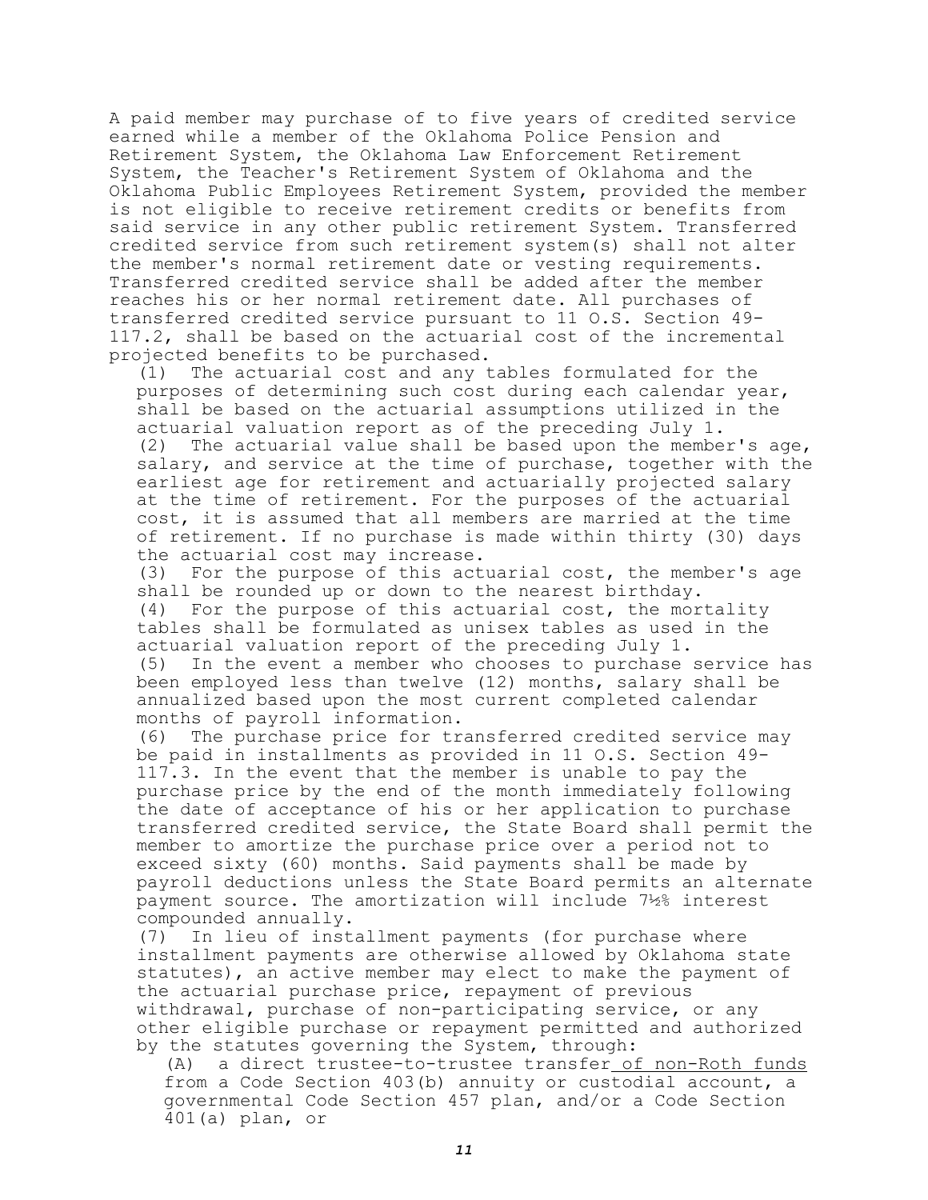A paid member may purchase of to five years of credited service earned while a member of the Oklahoma Police Pension and Retirement System, the Oklahoma Law Enforcement Retirement System, the Teacher's Retirement System of Oklahoma and the Oklahoma Public Employees Retirement System, provided the member is not eligible to receive retirement credits or benefits from said service in any other public retirement System. Transferred credited service from such retirement system(s) shall not alter the member's normal retirement date or vesting requirements. Transferred credited service shall be added after the member reaches his or her normal retirement date. All purchases of transferred credited service pursuant to 11 O.S. Section 49-117.2, shall be based on the actuarial cost of the incremental projected benefits to be purchased.

(1) The actuarial cost and any tables formulated for the purposes of determining such cost during each calendar year, shall be based on the actuarial assumptions utilized in the actuarial valuation report as of the preceding July 1.

(2) The actuarial value shall be based upon the member's age, salary, and service at the time of purchase, together with the earliest age for retirement and actuarially projected salary at the time of retirement. For the purposes of the actuarial cost, it is assumed that all members are married at the time of retirement. If no purchase is made within thirty (30) days the actuarial cost may increase.

(3) For the purpose of this actuarial cost, the member's age shall be rounded up or down to the nearest birthday.

(4) For the purpose of this actuarial cost, the mortality tables shall be formulated as unisex tables as used in the actuarial valuation report of the preceding July 1.

(5) In the event a member who chooses to purchase service has been employed less than twelve (12) months, salary shall be annualized based upon the most current completed calendar months of payroll information.

(6) The purchase price for transferred credited service may be paid in installments as provided in 11 O.S. Section 49-117.3. In the event that the member is unable to pay the purchase price by the end of the month immediately following the date of acceptance of his or her application to purchase transferred credited service, the State Board shall permit the member to amortize the purchase price over a period not to exceed sixty (60) months. Said payments shall be made by payroll deductions unless the State Board permits an alternate payment source. The amortization will include 7½% interest compounded annually.

(7) In lieu of installment payments (for purchase where installment payments are otherwise allowed by Oklahoma state statutes), an active member may elect to make the payment of the actuarial purchase price, repayment of previous withdrawal, purchase of non-participating service, or any other eligible purchase or repayment permitted and authorized by the statutes governing the System, through:

(A) a direct trustee-to-trustee transfer <u>of non-Roth funds</u> from a Code Section 403(b) annuity or custodial account, a governmental Code Section 457 plan, and/or a Code Section 401(a) plan, or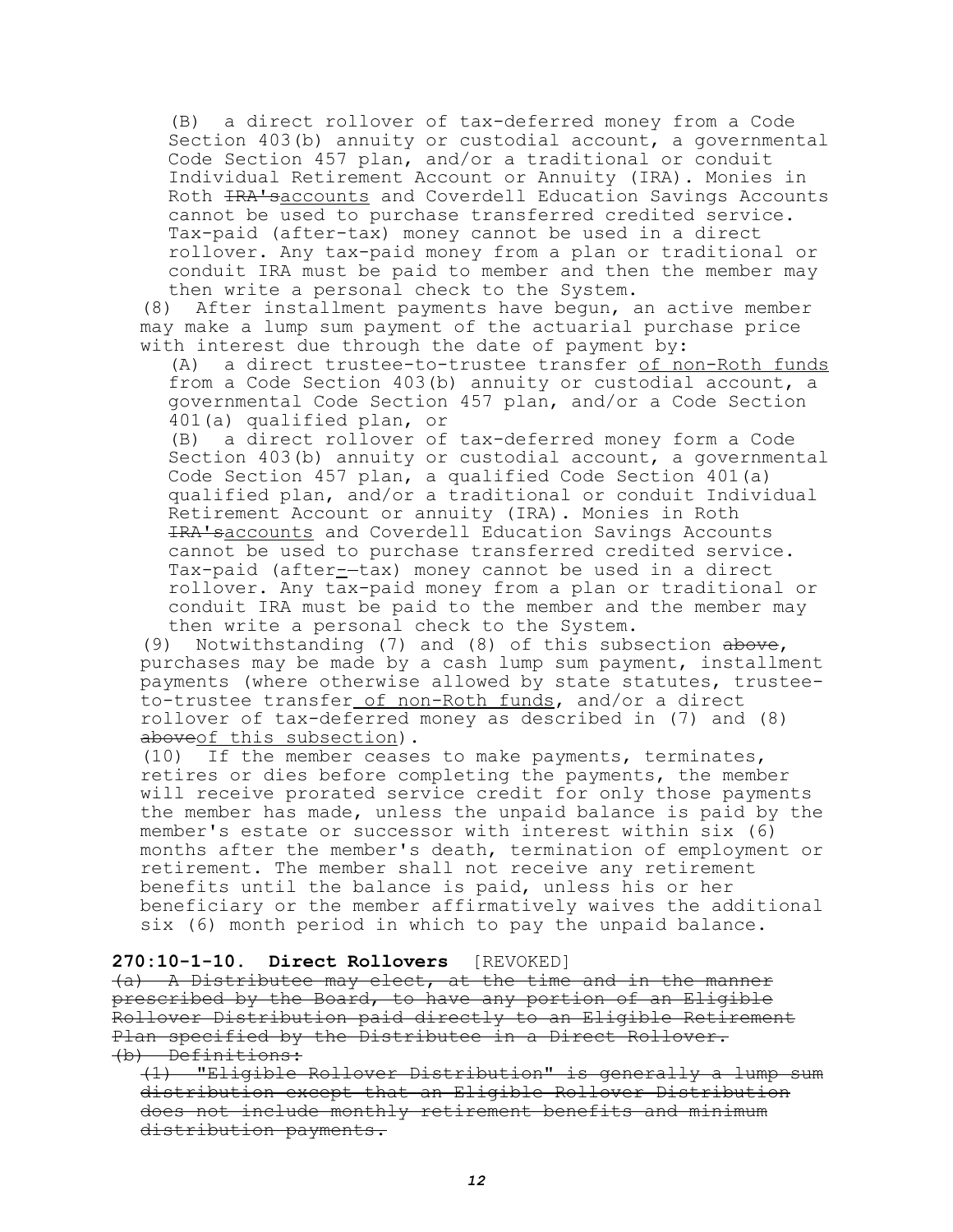(B) a direct rollover of tax-deferred money from a Code Section 403(b) annuity or custodial account, a governmental Code Section 457 plan, and/or a traditional or conduit Individual Retirement Account or Annuity (IRA). Monies in Roth ~~IRA's~~accounts and Coverdell Education Savings Accounts cannot be used to purchase transferred credited service. Tax-paid (after-tax) money cannot be used in a direct rollover. Any tax-paid money from a plan or traditional or conduit IRA must be paid to member and then the member may then write a personal check to the System.

(8) After installment payments have begun, an active member may make a lump sum payment of the actuarial purchase price with interest due through the date of payment by:

(A) a direct trustee-to-trustee transfer <u>of non-Roth funds</u> from a Code Section 403(b) annuity or custodial account, a governmental Code Section 457 plan, and/or a Code Section 401(a) qualified plan, or

(B) a direct rollover of tax-deferred money form a Code Section 403(b) annuity or custodial account, a governmental Code Section 457 plan, a qualified Code Section 401(a) qualified plan, and/or a traditional or conduit Individual Retirement Account or annuity (IRA). Monies in Roth ~~IRA's~~accounts and Coverdell Education Savings Accounts cannot be used to purchase transferred credited service. Tax-paid (after<u>-</u>~~-~~tax) money cannot be used in a direct rollover. Any tax-paid money from a plan or traditional or conduit IRA must be paid to the member and the member may then write a personal check to the System.

(9) Notwithstanding (7) and (8) of this subsection ~~above~~, purchases may be made by a cash lump sum payment, installment payments (where otherwise allowed by state statutes, trustee-to-trustee transfer<u> of non-Roth funds</u>, and/or a direct rollover of tax-deferred money as described in (7) and (8) ~~above~~<u>of this subsection</u>).

(10) If the member ceases to make payments, terminates, retires or dies before completing the payments, the member will receive prorated service credit for only those payments the member has made, unless the unpaid balance is paid by the member's estate or successor with interest within six (6) months after the member's death, termination of employment or retirement. The member shall not receive any retirement benefits until the balance is paid, unless his or her beneficiary or the member affirmatively waives the additional six (6) month period in which to pay the unpaid balance.

**270:10-1-10. Direct Rollovers** [REVOKED]

~~(a) A Distributee may elect, at the time and in the manner prescribed by the Board, to have any portion of an Eligible Rollover Distribution paid directly to an Eligible Retirement Plan specified by the Distributee in a Direct Rollover.~~

~~(b) Definitions:~~

~~(1) "Eligible Rollover Distribution" is generally a lump sum distribution except that an Eligible Rollover Distribution does not include monthly retirement benefits and minimum distribution payments.~~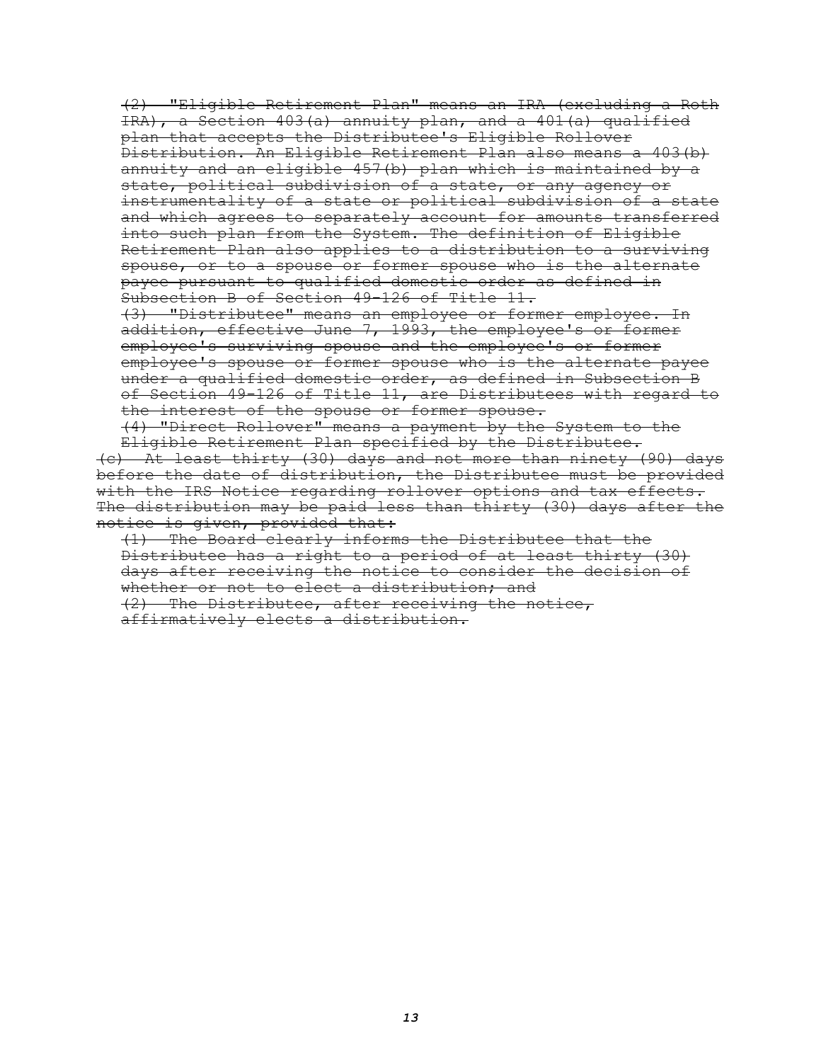~~(2) "Eligible Retirement Plan" means an IRA (excluding a Roth IRA), a Section 403(a) annuity plan, and a 401(a) qualified plan that accepts the Distributee's Eligible Rollover Distribution. An Eligible Retirement Plan also means a 403(b) annuity and an eligible 457(b) plan which is maintained by a state, political subdivision of a state, or any agency or instrumentality of a state or political subdivision of a state and which agrees to separately account for amounts transferred into such plan from the System. The definition of Eligible Retirement Plan also applies to a distribution to a surviving spouse, or to a spouse or former spouse who is the alternate payee pursuant to qualified domestic order as defined in Subsection B of Section 49-126 of Title 11.~~

~~(3) "Distributee" means an employee or former employee. In addition, effective June 7, 1993, the employee's or former employee's surviving spouse and the employee's or former employee's spouse or former spouse who is the alternate payee under a qualified domestic order, as defined in Subsection B of Section 49-126 of Title 11, are Distributees with regard to the interest of the spouse or former spouse.~~

~~(4) "Direct Rollover" means a payment by the System to the Eligible Retirement Plan specified by the Distributee.~~

~~(c) At least thirty (30) days and not more than ninety (90) days before the date of distribution, the Distributee must be provided with the IRS Notice regarding rollover options and tax effects. The distribution may be paid less than thirty (30) days after the notice is given, provided that:~~

~~(1) The Board clearly informs the Distributee that the Distributee has a right to a period of at least thirty (30) days after receiving the notice to consider the decision of whether or not to elect a distribution; and~~

~~(2) The Distributee, after receiving the notice, affirmatively elects a distribution.~~